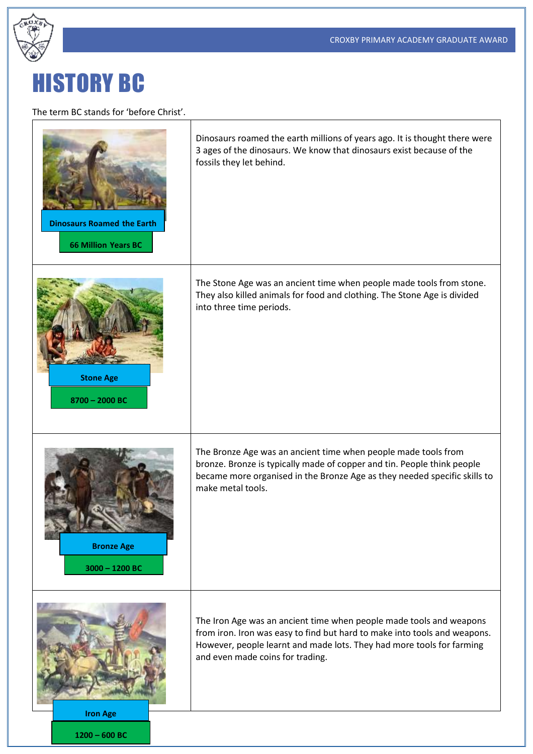# HISTORY BC

The term BC stands for 'before Christ'.

| | |
|---|---|
| **Dinosaurs Roamed the Earth** **66 Million Years BC** | Dinosaurs roamed the earth millions of years ago. It is thought there were 3 ages of the dinosaurs. We know that dinosaurs exist because of the fossils they let behind. |
| **Stone Age** **8700 – 2000 BC** | The Stone Age was an ancient time when people made tools from stone. They also killed animals for food and clothing. The Stone Age is divided into three time periods. |
| **Bronze Age** **3000 – 1200 BC** | The Bronze Age was an ancient time when people made tools from bronze. Bronze is typically made of copper and tin. People think people became more organised in the Bronze Age as they needed specific skills to make metal tools. |
| **Iron Age** **1200 – 600 BC** | The Iron Age was an ancient time when people made tools and weapons from iron. Iron was easy to find but hard to make into tools and weapons. However, people learnt and made lots. They had more tools for farming and even made coins for trading. |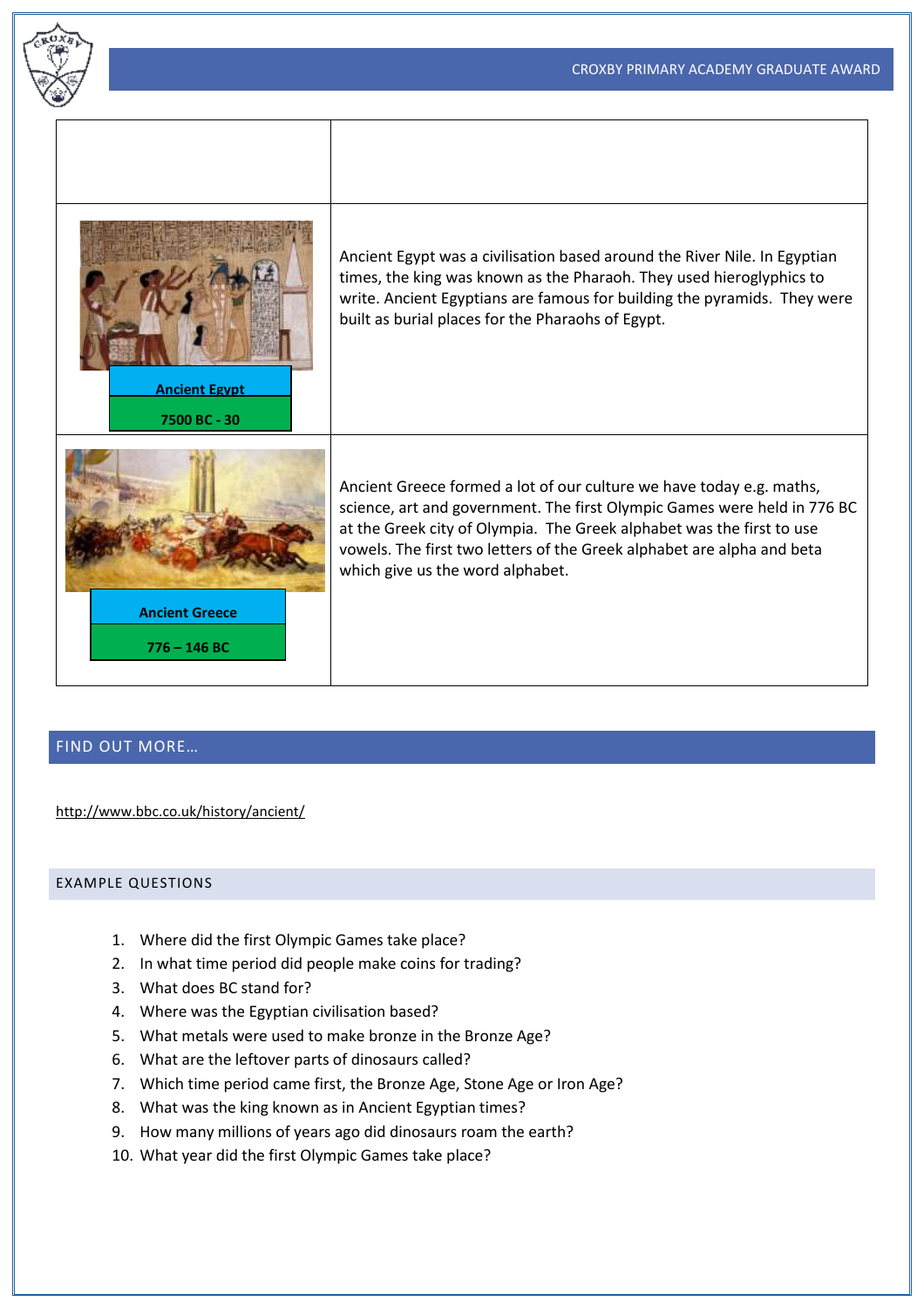| | |
|---|---|
| | |
| Ancient Egypt<br>7500 BC - 30 | Ancient Egypt was a civilisation based around the River Nile. In Egyptian times, the king was known as the Pharaoh. They used hieroglyphics to write. Ancient Egyptians are famous for building the pyramids. They were built as burial places for the Pharaohs of Egypt. |
| Ancient Greece<br>776 – 146 BC | Ancient Greece formed a lot of our culture we have today e.g. maths, science, art and government. The first Olympic Games were held in 776 BC at the Greek city of Olympia. The Greek alphabet was the first to use vowels. The first two letters of the Greek alphabet are alpha and beta which give us the word alphabet. |

## FIND OUT MORE…

http://www.bbc.co.uk/history/ancient/

## EXAMPLE QUESTIONS

1. Where did the first Olympic Games take place?
2. In what time period did people make coins for trading?
3. What does BC stand for?
4. Where was the Egyptian civilisation based?
5. What metals were used to make bronze in the Bronze Age?
6. What are the leftover parts of dinosaurs called?
7. Which time period came first, the Bronze Age, Stone Age or Iron Age?
8. What was the king known as in Ancient Egyptian times?
9. How many millions of years ago did dinosaurs roam the earth?
10. What year did the first Olympic Games take place?